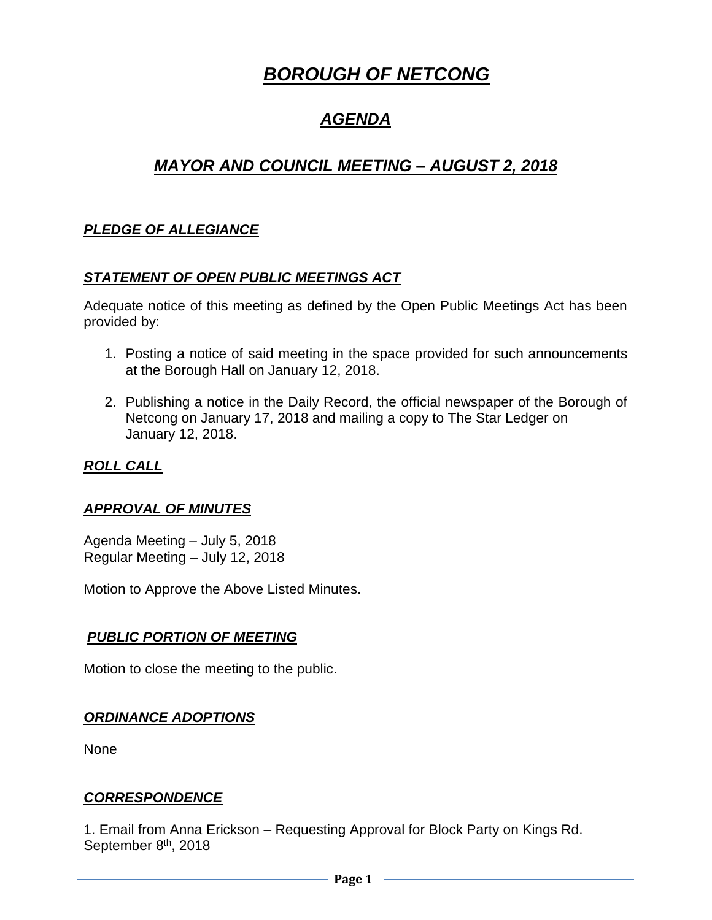# *BOROUGH OF NETCONG*

## *AGENDA*

## *MAYOR AND COUNCIL MEETING – AUGUST 2, 2018*

### *PLEDGE OF ALLEGIANCE*

### *STATEMENT OF OPEN PUBLIC MEETINGS ACT*

Adequate notice of this meeting as defined by the Open Public Meetings Act has been provided by:

1. Posting a notice of said meeting in the space provided for such announcements at the Borough Hall on January 12, 2018.

2. Publishing a notice in the Daily Record, the official newspaper of the Borough of Netcong on January 17, 2018 and mailing a copy to The Star Ledger on January 12, 2018.

### *ROLL CALL*

### *APPROVAL OF MINUTES*

Agenda Meeting – July 5, 2018
Regular Meeting – July 12, 2018

Motion to Approve the Above Listed Minutes.

### *PUBLIC PORTION OF MEETING*

Motion to close the meeting to the public.

### *ORDINANCE ADOPTIONS*

None

### *CORRESPONDENCE*

1. Email from Anna Erickson – Requesting Approval for Block Party on Kings Rd. September 8th, 2018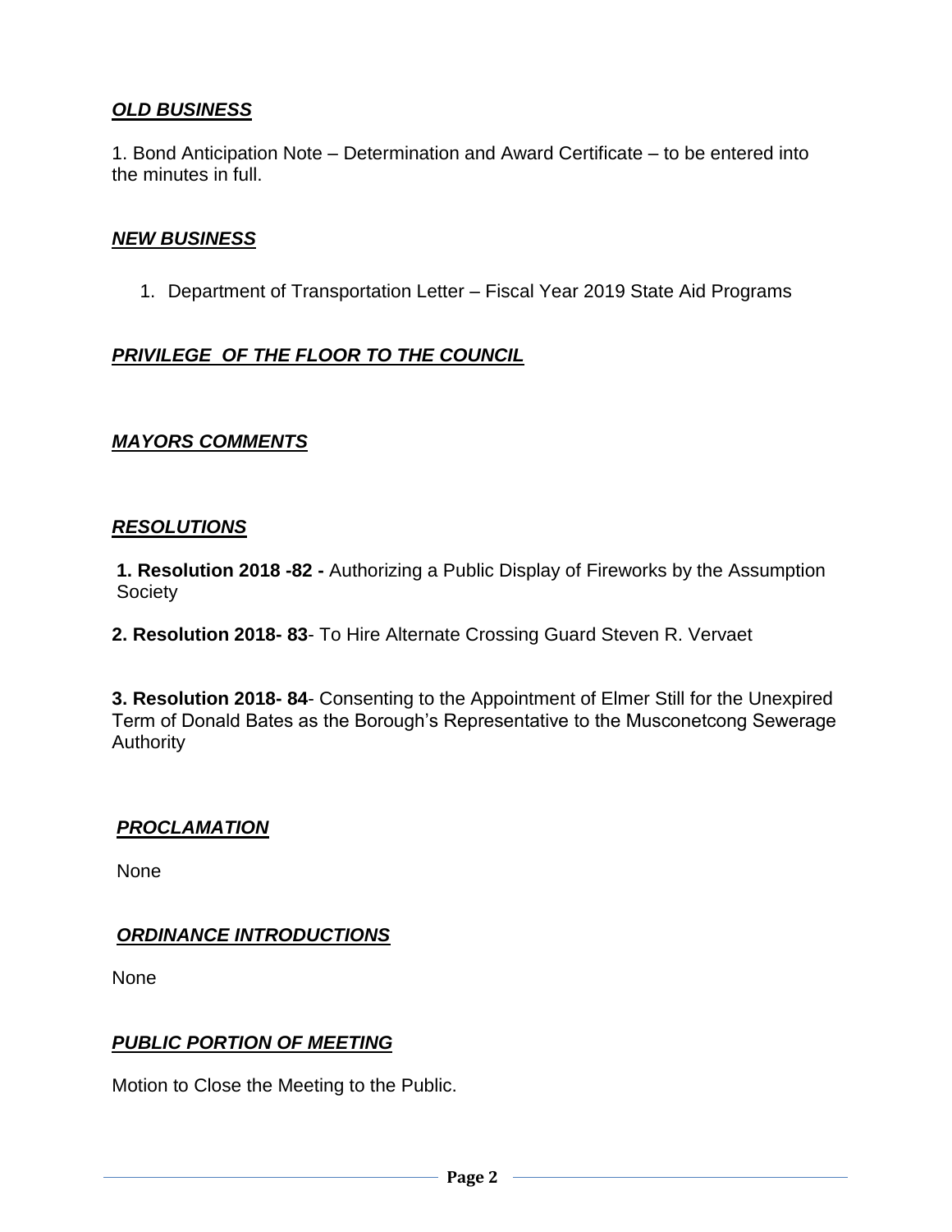***OLD BUSINESS***

1. Bond Anticipation Note – Determination and Award Certificate – to be entered into the minutes in full.

***NEW BUSINESS***

1. Department of Transportation Letter – Fiscal Year 2019 State Aid Programs

***PRIVILEGE OF THE FLOOR TO THE COUNCIL***

***MAYORS COMMENTS***

***RESOLUTIONS***

**1. Resolution 2018 -82 -** Authorizing a Public Display of Fireworks by the Assumption Society

**2. Resolution 2018- 83**- To Hire Alternate Crossing Guard Steven R. Vervaet

**3. Resolution 2018- 84**- Consenting to the Appointment of Elmer Still for the Unexpired Term of Donald Bates as the Borough's Representative to the Musconetcong Sewerage Authority

***PROCLAMATION***

None

***ORDINANCE INTRODUCTIONS***

None

***PUBLIC PORTION OF MEETING***

Motion to Close the Meeting to the Public.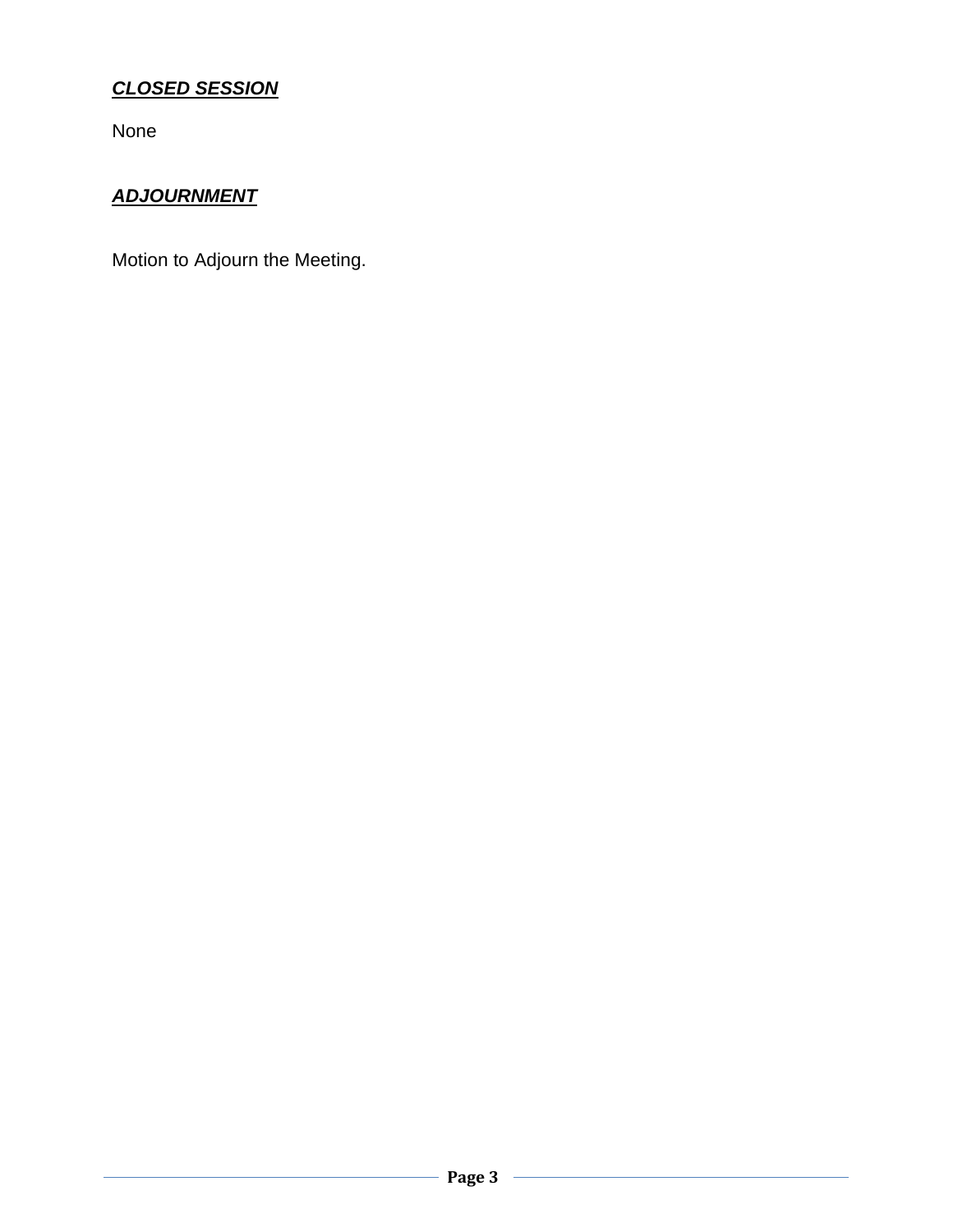***CLOSED SESSION***

None

***ADJOURNMENT***

Motion to Adjourn the Meeting.